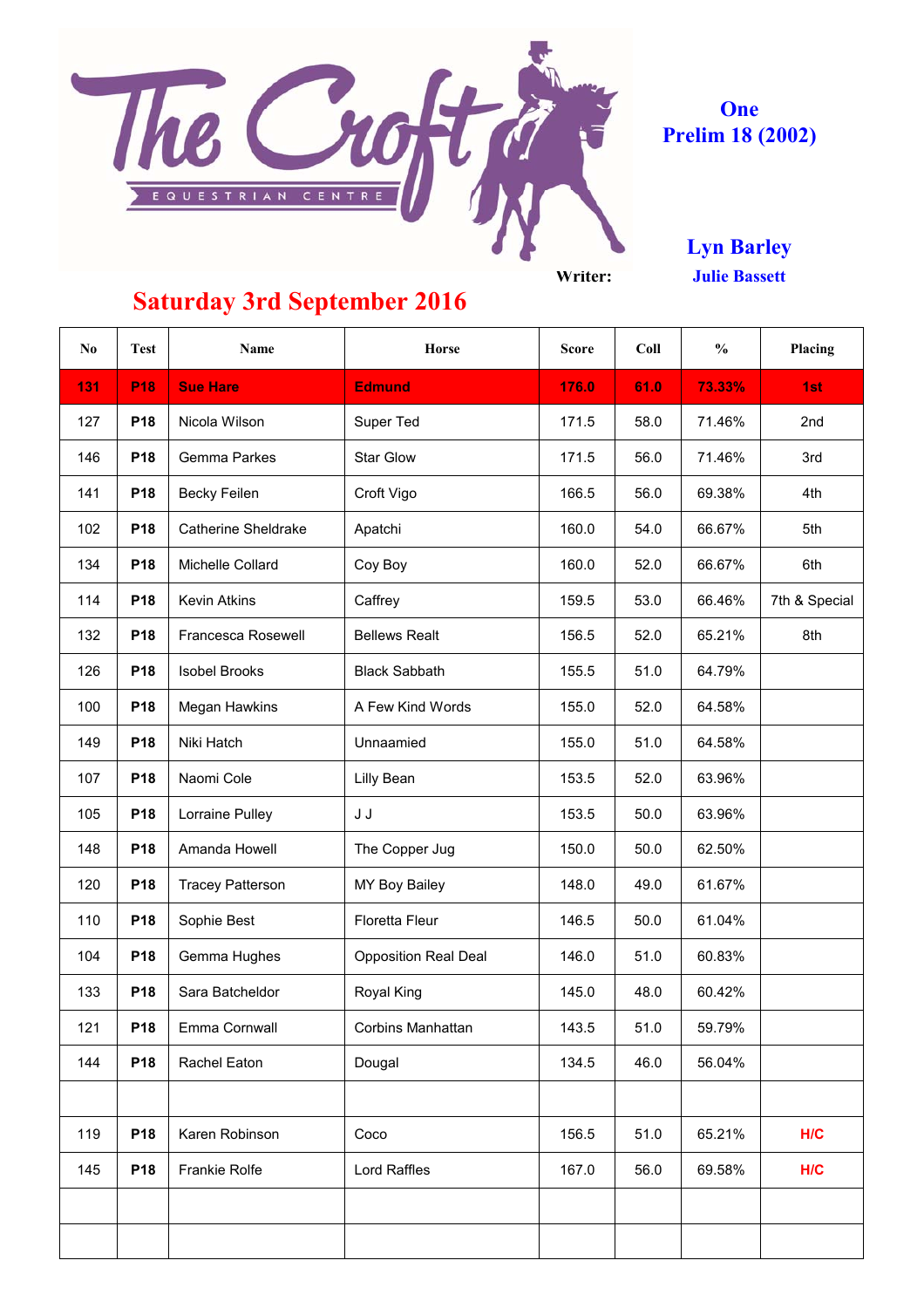The Croft Equestrian Centre

**One**
**Prelim 18 (2002)**

**Lyn Barley**

**Writer:** **Julie Bassett**

## Saturday 3rd September 2016

| No | Test | Name | Horse | Score | Coll | % | Placing |
|---|---|---|---|---|---|---|---|
| 131 | P18 | Sue Hare | Edmund | 176.0 | 61.0 | 73.33% | 1st |
| 127 | P18 | Nicola Wilson | Super Ted | 171.5 | 58.0 | 71.46% | 2nd |
| 146 | P18 | Gemma Parkes | Star Glow | 171.5 | 56.0 | 71.46% | 3rd |
| 141 | P18 | Becky Feilen | Croft Vigo | 166.5 | 56.0 | 69.38% | 4th |
| 102 | P18 | Catherine Sheldrake | Apatchi | 160.0 | 54.0 | 66.67% | 5th |
| 134 | P18 | Michelle Collard | Coy Boy | 160.0 | 52.0 | 66.67% | 6th |
| 114 | P18 | Kevin Atkins | Caffrey | 159.5 | 53.0 | 66.46% | 7th & Special |
| 132 | P18 | Francesca Rosewell | Bellews Realt | 156.5 | 52.0 | 65.21% | 8th |
| 126 | P18 | Isobel Brooks | Black Sabbath | 155.5 | 51.0 | 64.79% | |
| 100 | P18 | Megan Hawkins | A Few Kind Words | 155.0 | 52.0 | 64.58% | |
| 149 | P18 | Niki Hatch | Unnaamied | 155.0 | 51.0 | 64.58% | |
| 107 | P18 | Naomi Cole | Lilly Bean | 153.5 | 52.0 | 63.96% | |
| 105 | P18 | Lorraine Pulley | J J | 153.5 | 50.0 | 63.96% | |
| 148 | P18 | Amanda Howell | The Copper Jug | 150.0 | 50.0 | 62.50% | |
| 120 | P18 | Tracey Patterson | MY Boy Bailey | 148.0 | 49.0 | 61.67% | |
| 110 | P18 | Sophie Best | Floretta Fleur | 146.5 | 50.0 | 61.04% | |
| 104 | P18 | Gemma Hughes | Opposition Real Deal | 146.0 | 51.0 | 60.83% | |
| 133 | P18 | Sara Batcheldor | Royal King | 145.0 | 48.0 | 60.42% | |
| 121 | P18 | Emma Cornwall | Corbins Manhattan | 143.5 | 51.0 | 59.79% | |
| 144 | P18 | Rachel Eaton | Dougal | 134.5 | 46.0 | 56.04% | |
| | | | | | | | |
| 119 | P18 | Karen Robinson | Coco | 156.5 | 51.0 | 65.21% | H/C |
| 145 | P18 | Frankie Rolfe | Lord Raffles | 167.0 | 56.0 | 69.58% | H/C |
| | | | | | | | |
| | | | | | | | |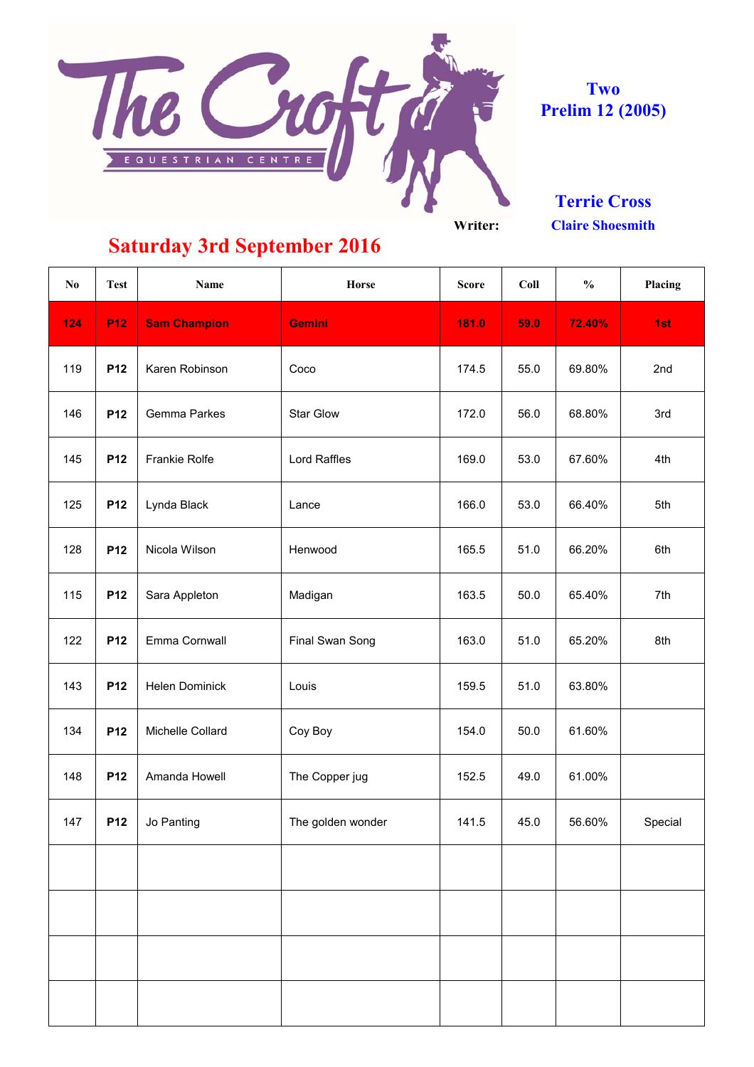**Two**
**Prelim 12 (2005)**

**Terrie Cross**

**Writer:** **Claire Shoesmith**

## Saturday 3rd September 2016

| No | Test | Name | Horse | Score | Coll | % | Placing |
|---|---|---|---|---|---|---|---|
| 124 | P12 | Sam Champion | Gemini | 181.0 | 59.0 | 72.40% | 1st |
| 119 | P12 | Karen Robinson | Coco | 174.5 | 55.0 | 69.80% | 2nd |
| 146 | P12 | Gemma Parkes | Star Glow | 172.0 | 56.0 | 68.80% | 3rd |
| 145 | P12 | Frankie Rolfe | Lord Raffles | 169.0 | 53.0 | 67.60% | 4th |
| 125 | P12 | Lynda Black | Lance | 166.0 | 53.0 | 66.40% | 5th |
| 128 | P12 | Nicola Wilson | Henwood | 165.5 | 51.0 | 66.20% | 6th |
| 115 | P12 | Sara Appleton | Madigan | 163.5 | 50.0 | 65.40% | 7th |
| 122 | P12 | Emma Cornwall | Final Swan Song | 163.0 | 51.0 | 65.20% | 8th |
| 143 | P12 | Helen Dominick | Louis | 159.5 | 51.0 | 63.80% | |
| 134 | P12 | Michelle Collard | Coy Boy | 154.0 | 50.0 | 61.60% | |
| 148 | P12 | Amanda Howell | The Copper jug | 152.5 | 49.0 | 61.00% | |
| 147 | P12 | Jo Panting | The golden wonder | 141.5 | 45.0 | 56.60% | Special |
| | | | | | | | |
| | | | | | | | |
| | | | | | | | |
| | | | | | | | |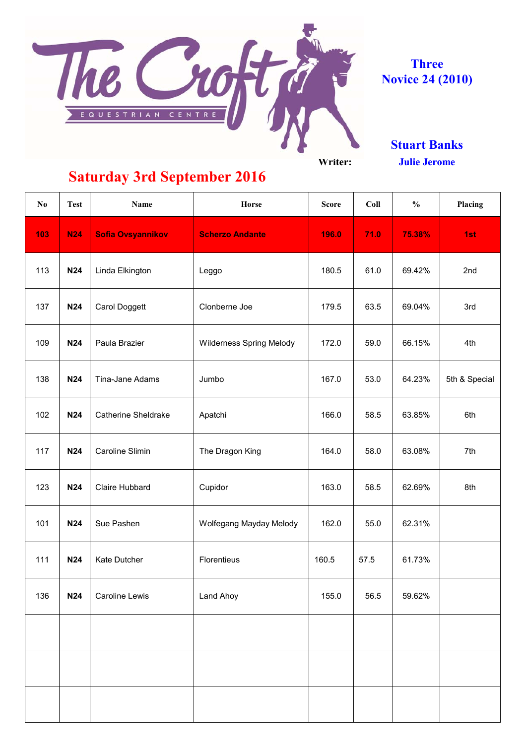# The Croft Equestrian Centre

**Three**
**Novice 24 (2010)**

**Stuart Banks**

**Writer:** **Julie Jerome**

## Saturday 3rd September 2016

| No | Test | Name | Horse | Score | Coll | % | Placing |
|---|---|---|---|---|---|---|---|
| **103** | **N24** | **Sofia Ovsyannikov** | **Scherzo Andante** | **196.0** | **71.0** | **75.38%** | **1st** |
| 113 | **N24** | Linda Elkington | Leggo | 180.5 | 61.0 | 69.42% | 2nd |
| 137 | **N24** | Carol Doggett | Clonberne Joe | 179.5 | 63.5 | 69.04% | 3rd |
| 109 | **N24** | Paula Brazier | Wilderness Spring Melody | 172.0 | 59.0 | 66.15% | 4th |
| 138 | **N24** | Tina-Jane Adams | Jumbo | 167.0 | 53.0 | 64.23% | 5th & Special |
| 102 | **N24** | Catherine Sheldrake | Apatchi | 166.0 | 58.5 | 63.85% | 6th |
| 117 | **N24** | Caroline Slimin | The Dragon King | 164.0 | 58.0 | 63.08% | 7th |
| 123 | **N24** | Claire Hubbard | Cupidor | 163.0 | 58.5 | 62.69% | 8th |
| 101 | **N24** | Sue Pashen | Wolfegang Mayday Melody | 162.0 | 55.0 | 62.31% | |
| 111 | **N24** | Kate Dutcher | Florentieus | 160.5 | 57.5 | 61.73% | |
| 136 | **N24** | Caroline Lewis | Land Ahoy | 155.0 | 56.5 | 59.62% | |
| | | | | | | | |
| | | | | | | | |
| | | | | | | | |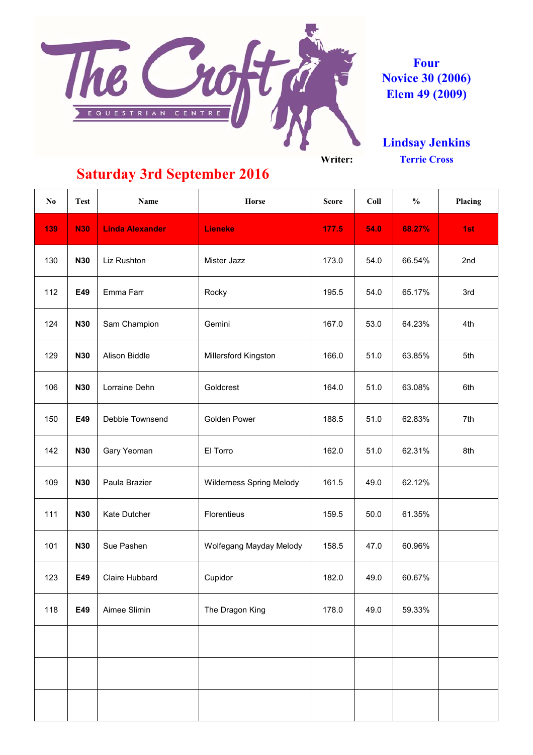**Four**
**Novice 30 (2006)**
**Elem 49 (2009)**

**Lindsay Jenkins**

**Writer:** **Terrie Cross**

## Saturday 3rd September 2016

| No | Test | Name | Horse | Score | Coll | % | Placing |
|---|---|---|---|---|---|---|---|
| **139** | **N30** | **Linda Alexander** | **Lieneke** | **177.5** | **54.0** | **68.27%** | **1st** |
| 130 | N30 | Liz Rushton | Mister Jazz | 173.0 | 54.0 | 66.54% | 2nd |
| 112 | E49 | Emma Farr | Rocky | 195.5 | 54.0 | 65.17% | 3rd |
| 124 | N30 | Sam Champion | Gemini | 167.0 | 53.0 | 64.23% | 4th |
| 129 | N30 | Alison Biddle | Millersford Kingston | 166.0 | 51.0 | 63.85% | 5th |
| 106 | N30 | Lorraine Dehn | Goldcrest | 164.0 | 51.0 | 63.08% | 6th |
| 150 | E49 | Debbie Townsend | Golden Power | 188.5 | 51.0 | 62.83% | 7th |
| 142 | N30 | Gary Yeoman | El Torro | 162.0 | 51.0 | 62.31% | 8th |
| 109 | N30 | Paula Brazier | Wilderness Spring Melody | 161.5 | 49.0 | 62.12% | |
| 111 | N30 | Kate Dutcher | Florentieus | 159.5 | 50.0 | 61.35% | |
| 101 | N30 | Sue Pashen | Wolfegang Mayday Melody | 158.5 | 47.0 | 60.96% | |
| 123 | E49 | Claire Hubbard | Cupidor | 182.0 | 49.0 | 60.67% | |
| 118 | E49 | Aimee Slimin | The Dragon King | 178.0 | 49.0 | 59.33% | |
| | | | | | | | |
| | | | | | | | |
| | | | | | | | |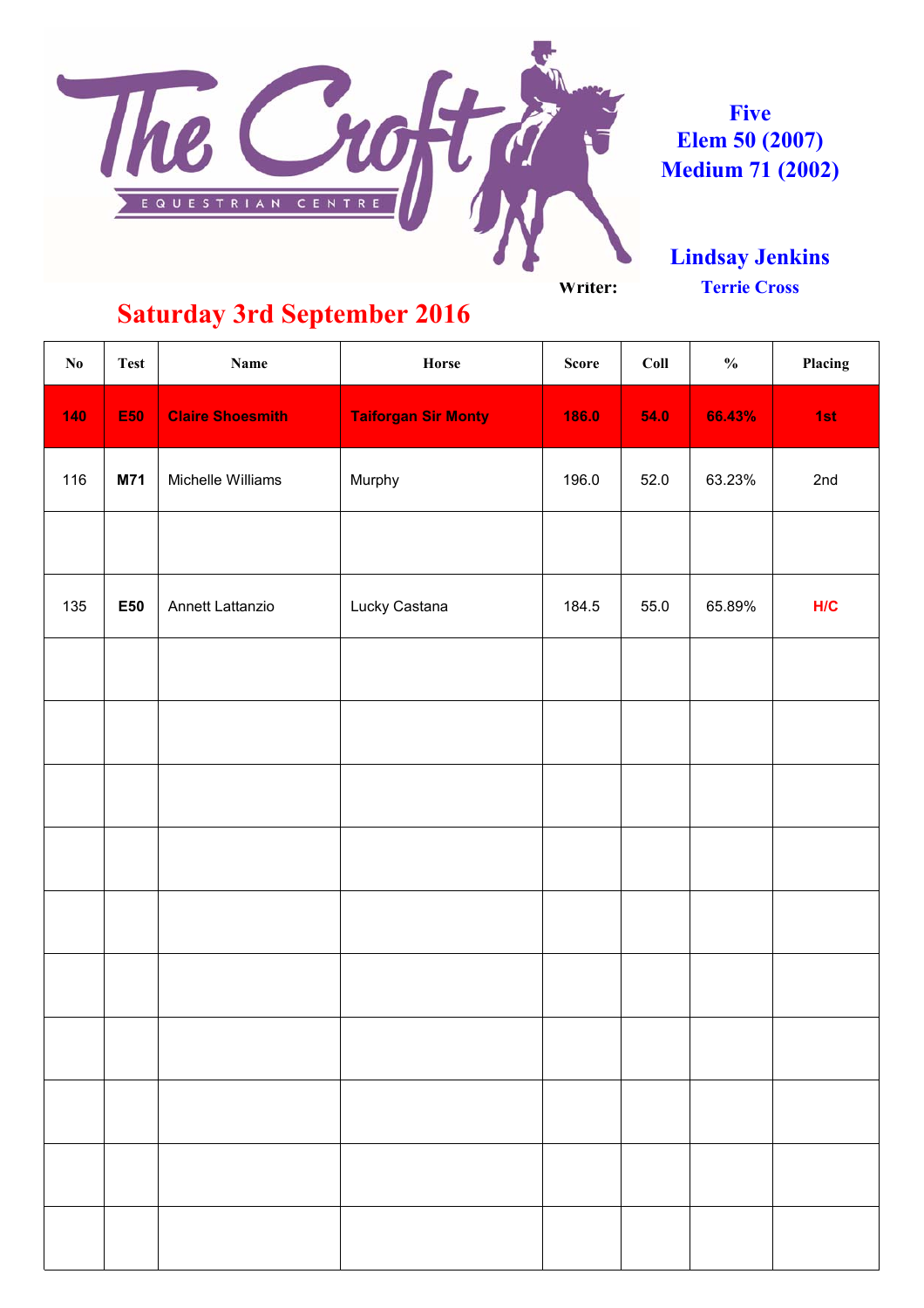The Croft EQUESTRIAN CENTRE

**Five**
**Elem 50 (2007)**
**Medium 71 (2002)**

**Lindsay Jenkins**

Writer: **Terrie Cross**

## Saturday 3rd September 2016

| No | Test | Name | Horse | Score | Coll | % | Placing |
|---|---|---|---|---|---|---|---|
| **140** | **E50** | **Claire Shoesmith** | **Taiforgan Sir Monty** | **186.0** | **54.0** | **66.43%** | **1st** |
| 116 | **M71** | Michelle Williams | Murphy | 196.0 | 52.0 | 63.23% | 2nd |
| | | | | | | | |
| 135 | **E50** | Annett Lattanzio | Lucky Castana | 184.5 | 55.0 | 65.89% | **H/C** |
| | | | | | | | |
| | | | | | | | |
| | | | | | | | |
| | | | | | | | |
| | | | | | | | |
| | | | | | | | |
| | | | | | | | |
| | | | | | | | |
| | | | | | | | |
| | | | | | | | |